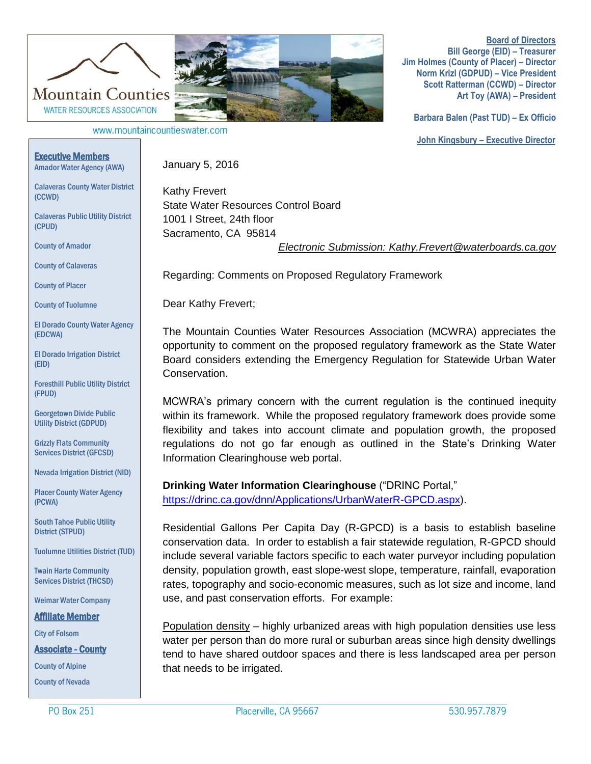Mountain Counties
WATER RESOURCES ASSOCIATION

www.mountaincountieswater.com

**Board of Directors**
Bill George (EID) – Treasurer
Jim Holmes (County of Placer) – Director
Norm Krizl (GDPUD) – Vice President
Scott Ratterman (CCWD) – Director
Art Toy (AWA) – President

Barbara Balen (Past TUD) – Ex Officio

**John Kingsbury – Executive Director**

**Executive Members**
Amador Water Agency (AWA)
Calaveras County Water District (CCWD)
Calaveras Public Utility District (CPUD)
County of Amador
County of Calaveras
County of Placer
County of Tuolumne
El Dorado County Water Agency (EDCWA)
El Dorado Irrigation District (EID)
Foresthill Public Utility District (FPUD)
Georgetown Divide Public Utility District (GDPUD)
Grizzly Flats Community Services District (GFCSD)
Nevada Irrigation District (NID)
Placer County Water Agency (PCWA)
South Tahoe Public Utility District (STPUD)
Tuolumne Utilities District (TUD)
Twain Harte Community Services District (THCSD)
Weimar Water Company

**Affiliate Member**
City of Folsom

**Associate - County**
County of Alpine
County of Nevada

January 5, 2016

Kathy Frevert
State Water Resources Control Board
1001 I Street, 24th floor
Sacramento, CA 95814

*Electronic Submission: Kathy.Frevert@waterboards.ca.gov*

Regarding: Comments on Proposed Regulatory Framework

Dear Kathy Frevert;

The Mountain Counties Water Resources Association (MCWRA) appreciates the opportunity to comment on the proposed regulatory framework as the State Water Board considers extending the Emergency Regulation for Statewide Urban Water Conservation.

MCWRA's primary concern with the current regulation is the continued inequity within its framework. While the proposed regulatory framework does provide some flexibility and takes into account climate and population growth, the proposed regulations do not go far enough as outlined in the State's Drinking Water Information Clearinghouse web portal.

**Drinking Water Information Clearinghouse** ("DRINC Portal," https://drinc.ca.gov/dnn/Applications/UrbanWaterR-GPCD.aspx).

Residential Gallons Per Capita Day (R-GPCD) is a basis to establish baseline conservation data. In order to establish a fair statewide regulation, R-GPCD should include several variable factors specific to each water purveyor including population density, population growth, east slope-west slope, temperature, rainfall, evaporation rates, topography and socio-economic measures, such as lot size and income, land use, and past conservation efforts. For example:

Population density – highly urbanized areas with high population densities use less water per person than do more rural or suburban areas since high density dwellings tend to have shared outdoor spaces and there is less landscaped area per person that needs to be irrigated.

PO Box 251 Placerville, CA 95667 530.957.7879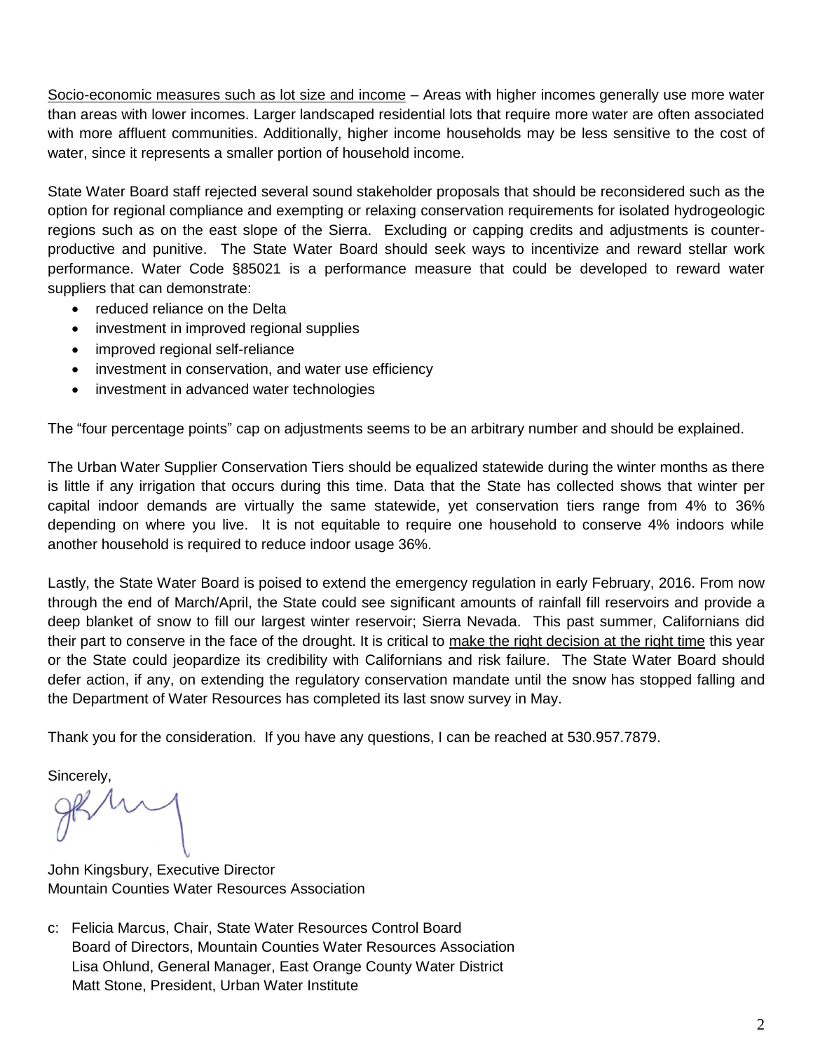<u>Socio-economic measures such as lot size and income</u> – Areas with higher incomes generally use more water than areas with lower incomes. Larger landscaped residential lots that require more water are often associated with more affluent communities. Additionally, higher income households may be less sensitive to the cost of water, since it represents a smaller portion of household income.

State Water Board staff rejected several sound stakeholder proposals that should be reconsidered such as the option for regional compliance and exempting or relaxing conservation requirements for isolated hydrogeologic regions such as on the east slope of the Sierra. Excluding or capping credits and adjustments is counter-productive and punitive. The State Water Board should seek ways to incentivize and reward stellar work performance. Water Code §85021 is a performance measure that could be developed to reward water suppliers that can demonstrate:

- reduced reliance on the Delta
- investment in improved regional supplies
- improved regional self-reliance
- investment in conservation, and water use efficiency
- investment in advanced water technologies

The "four percentage points" cap on adjustments seems to be an arbitrary number and should be explained.

The Urban Water Supplier Conservation Tiers should be equalized statewide during the winter months as there is little if any irrigation that occurs during this time. Data that the State has collected shows that winter per capital indoor demands are virtually the same statewide, yet conservation tiers range from 4% to 36% depending on where you live. It is not equitable to require one household to conserve 4% indoors while another household is required to reduce indoor usage 36%.

Lastly, the State Water Board is poised to extend the emergency regulation in early February, 2016. From now through the end of March/April, the State could see significant amounts of rainfall fill reservoirs and provide a deep blanket of snow to fill our largest winter reservoir; Sierra Nevada. This past summer, Californians did their part to conserve in the face of the drought. It is critical to <u>make the right decision at the right time</u> this year or the State could jeopardize its credibility with Californians and risk failure. The State Water Board should defer action, if any, on extending the regulatory conservation mandate until the snow has stopped falling and the Department of Water Resources has completed its last snow survey in May.

Thank you for the consideration. If you have any questions, I can be reached at 530.957.7879.

Sincerely,

John Kingsbury, Executive Director
Mountain Counties Water Resources Association

c: Felicia Marcus, Chair, State Water Resources Control Board
Board of Directors, Mountain Counties Water Resources Association
Lisa Ohlund, General Manager, East Orange County Water District
Matt Stone, President, Urban Water Institute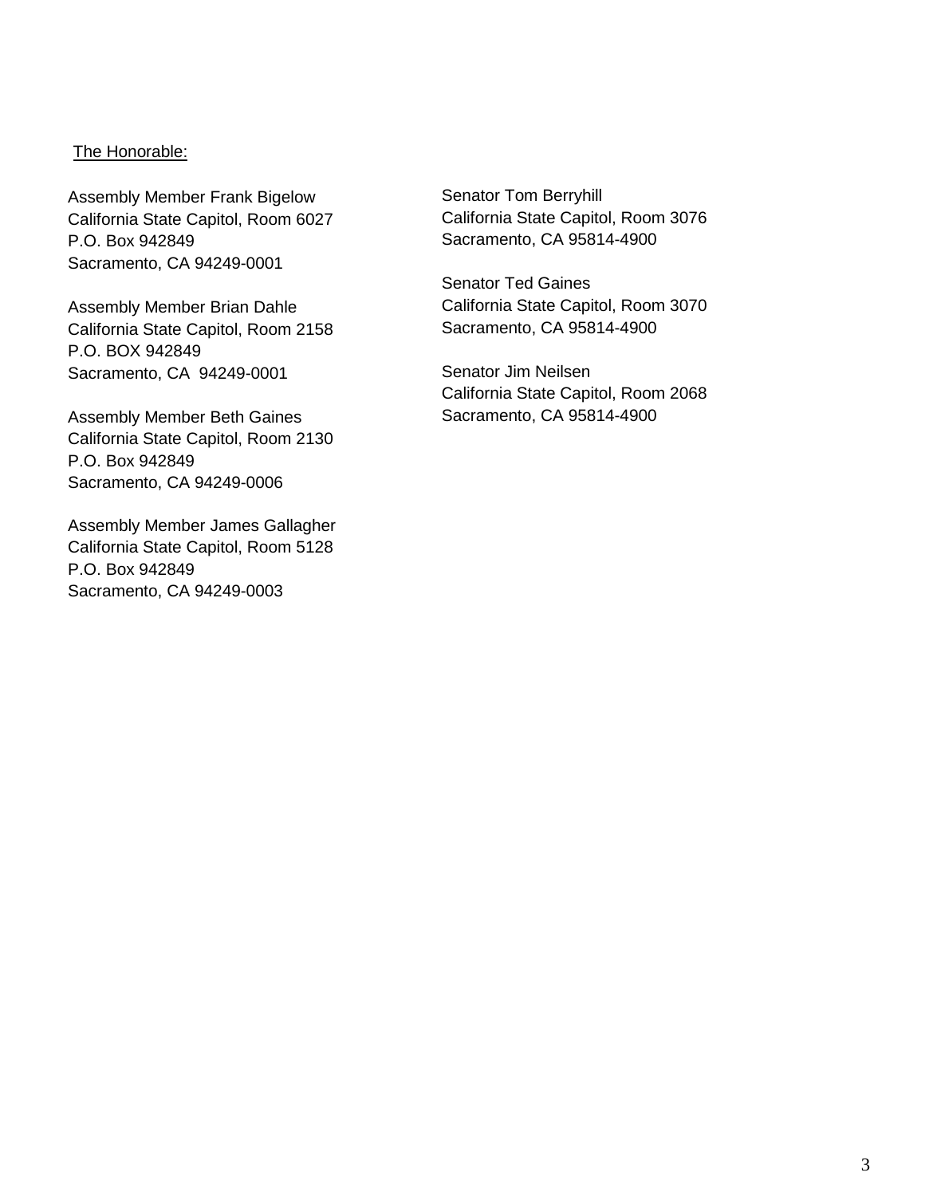The Honorable:

Assembly Member Frank Bigelow
California State Capitol, Room 6027
P.O. Box 942849
Sacramento, CA 94249-0001

Assembly Member Brian Dahle
California State Capitol, Room 2158
P.O. BOX 942849
Sacramento, CA 94249-0001

Assembly Member Beth Gaines
California State Capitol, Room 2130
P.O. Box 942849
Sacramento, CA 94249-0006

Assembly Member James Gallagher
California State Capitol, Room 5128
P.O. Box 942849
Sacramento, CA 94249-0003

Senator Tom Berryhill
California State Capitol, Room 3076
Sacramento, CA 95814-4900

Senator Ted Gaines
California State Capitol, Room 3070
Sacramento, CA 95814-4900

Senator Jim Neilsen
California State Capitol, Room 2068
Sacramento, CA 95814-4900